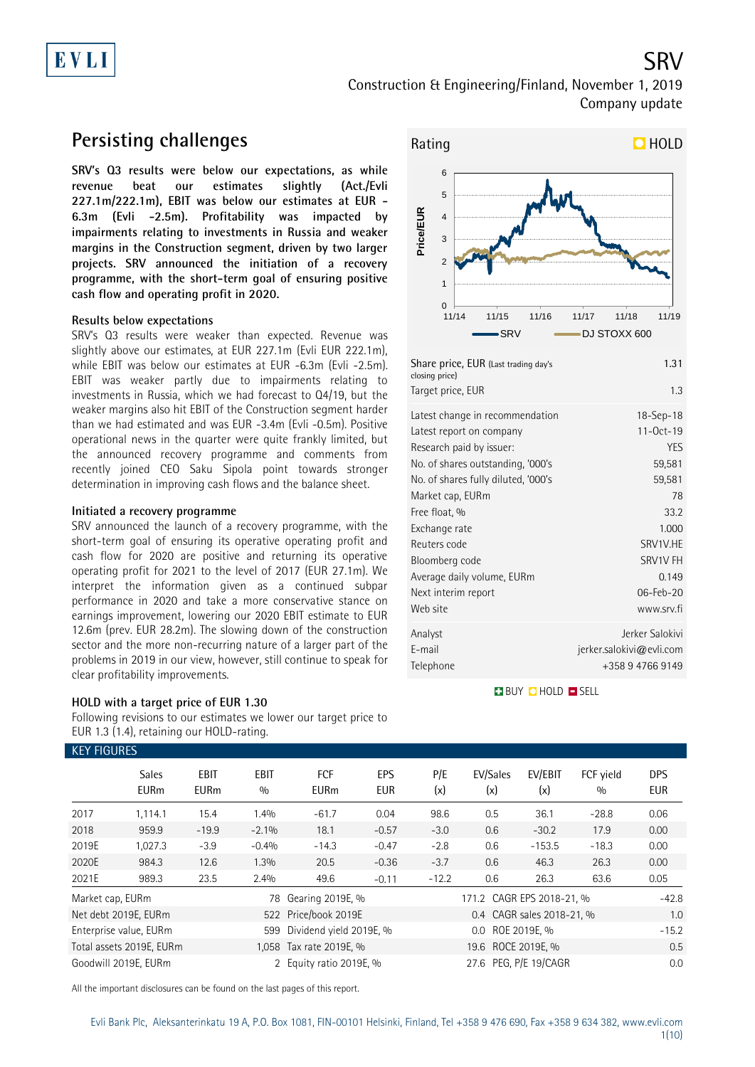EVLI

# SRV

Construction & Engineering/Finland, November 1, 2019

Company update

## Persisting challenges

**SRV's Q3 results were below our expectations, as while revenue beat our estimates slightly (Act./Evli 227.1m/222.1m), EBIT was below our estimates at EUR -6.3m (Evli -2.5m). Profitability was impacted by impairments relating to investments in Russia and weaker margins in the Construction segment, driven by two larger projects. SRV announced the initiation of a recovery programme, with the short-term goal of ensuring positive cash flow and operating profit in 2020.**

### Results below expectations

SRV's Q3 results were weaker than expected. Revenue was slightly above our estimates, at EUR 227.1m (Evli EUR 222.1m), while EBIT was below our estimates at EUR -6.3m (Evli -2.5m). EBIT was weaker partly due to impairments relating to investments in Russia, which we had forecast to Q4/19, but the weaker margins also hit EBIT of the Construction segment harder than we had estimated and was EUR -3.4m (Evli -0.5m). Positive operational news in the quarter were quite frankly limited, but the announced recovery programme and comments from recently joined CEO Saku Sipola point towards stronger determination in improving cash flows and the balance sheet.

### Initiated a recovery programme

SRV announced the launch of a recovery programme, with the short-term goal of ensuring its operative operating profit and cash flow for 2020 are positive and returning its operative operating profit for 2021 to the level of 2017 (EUR 27.1m). We interpret the information given as a continued subpar performance in 2020 and take a more conservative stance on earnings improvement, lowering our 2020 EBIT estimate to EUR 12.6m (prev. EUR 28.2m). The slowing down of the construction sector and the more non-recurring nature of a larger part of the problems in 2019 in our view, however, still continue to speak for clear profitability improvements.

### HOLD with a target price of EUR 1.30

Following revisions to our estimates we lower our target price to EUR 1.3 (1.4), retaining our HOLD-rating.

Rating: HOLD

| | |
|---|---|
| Share price, EUR (Last trading day's closing price) | 1.31 |
| Target price, EUR | 1.3 |
| Latest change in recommendation | 18-Sep-18 |
| Latest report on company | 11-Oct-19 |
| Research paid by issuer: | YES |
| No. of shares outstanding, '000's | 59,581 |
| No. of shares fully diluted, '000's | 59,581 |
| Market cap, EURm | 78 |
| Free float, % | 33.2 |
| Exchange rate | 1.000 |
| Reuters code | SRV1V.HE |
| Bloomberg code | SRV1V FH |
| Average daily volume, EURm | 0.149 |
| Next interim report | 06-Feb-20 |
| Web site | www.srv.fi |
| Analyst | Jerker Salokivi |
| E-mail | jerker.salokivi@evli.com |
| Telephone | +358 9 4766 9149 |

BUY HOLD SELL

### KEY FIGURES

| | Sales EURm | EBIT EURm | EBIT % | FCF EURm | EPS EUR | P/E (x) | EV/Sales (x) | EV/EBIT (x) | FCF yield % | DPS EUR |
|---|---|---|---|---|---|---|---|---|---|---|
| 2017 | 1,114.1 | 15.4 | 1.4% | -61.7 | 0.04 | 98.6 | 0.5 | 36.1 | -28.8 | 0.06 |
| 2018 | 959.9 | -19.9 | -2.1% | 18.1 | -0.57 | -3.0 | 0.6 | -30.2 | 17.9 | 0.00 |
| 2019E | 1,027.3 | -3.9 | -0.4% | -14.3 | -0.47 | -2.8 | 0.6 | -153.5 | -18.3 | 0.00 |
| 2020E | 984.3 | 12.6 | 1.3% | 20.5 | -0.36 | -3.7 | 0.6 | 46.3 | 26.3 | 0.00 |
| 2021E | 989.3 | 23.5 | 2.4% | 49.6 | -0.11 | -12.2 | 0.6 | 26.3 | 63.6 | 0.05 |

| | | | | | |
|---|---|---|---|---|---|
| Market cap, EURm | 78 | Gearing 2019E, % | 171.2 | CAGR EPS 2018-21, % | -42.8 |
| Net debt 2019E, EURm | 522 | Price/book 2019E | 0.4 | CAGR sales 2018-21, % | 1.0 |
| Enterprise value, EURm | 599 | Dividend yield 2019E, % | 0.0 | ROE 2019E, % | -15.2 |
| Total assets 2019E, EURm | 1,058 | Tax rate 2019E, % | 19.6 | ROCE 2019E, % | 0.5 |
| Goodwill 2019E, EURm | 2 | Equity ratio 2019E, % | 27.6 | PEG, P/E 19/CAGR | 0.0 |

All the important disclosures can be found on the last pages of this report.

Evli Bank Plc, Aleksanterinkatu 19 A, P.O. Box 1081, FIN-00101 Helsinki, Finland, Tel +358 9 476 690, Fax +358 9 634 382, www.evli.com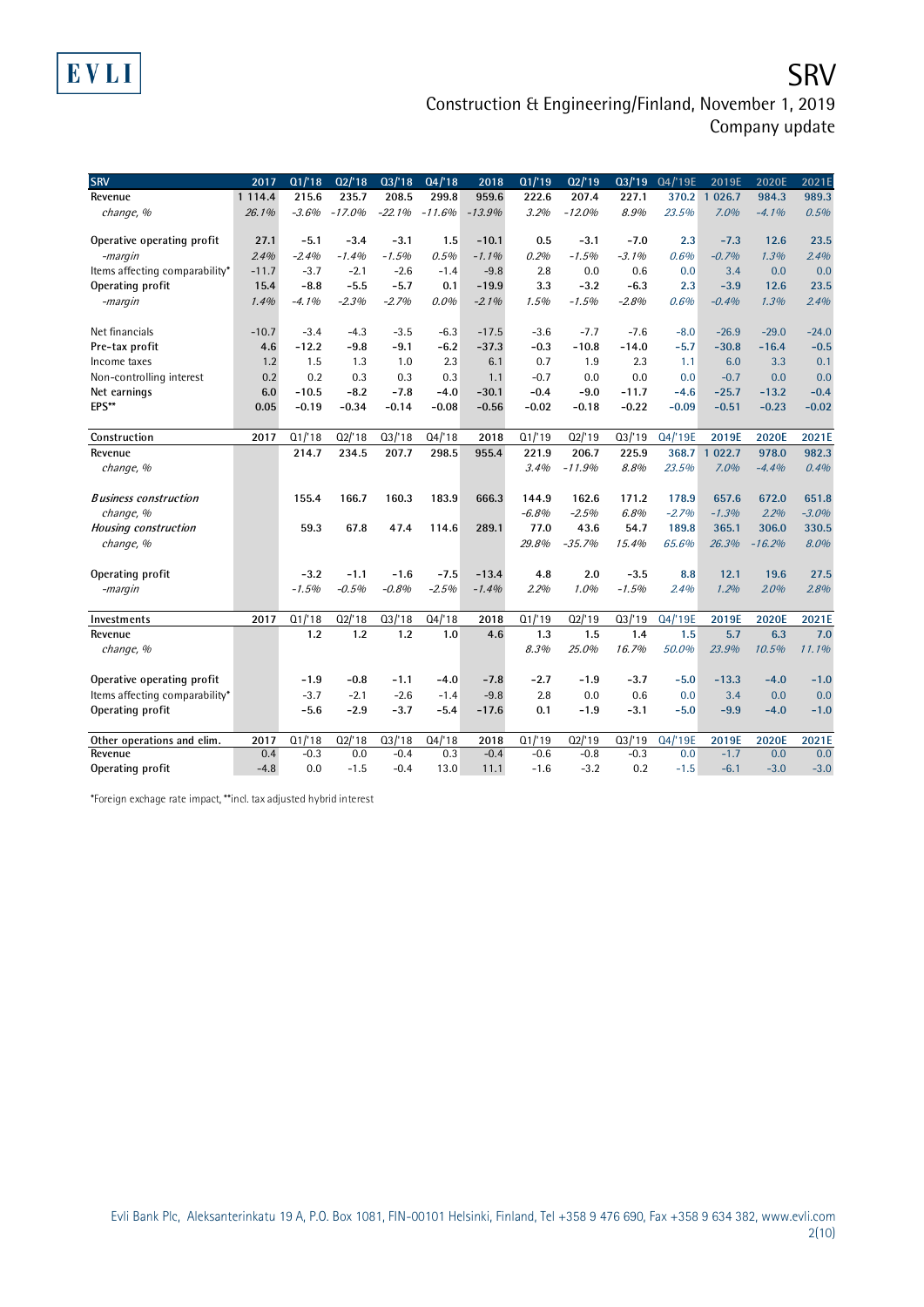| SRV | 2017 | Q1/'18 | Q2/'18 | Q3/'18 | Q4/'18 | 2018 | Q1/'19 | Q2/'19 | Q3/'19 | Q4/'19E | 2019E | 2020E | 2021E |
|---|---|---|---|---|---|---|---|---|---|---|---|---|---|
| Revenue | 1 114.4 | 215.6 | 235.7 | 208.5 | 299.8 | 959.6 | 222.6 | 207.4 | 227.1 | 370.2 | 1 026.7 | 984.3 | 989.3 |
| *change, %* | *26.1%* | *-3.6%* | *-17.0%* | *-22.1%* | *-11.6%* | *-13.9%* | *3.2%* | *-12.0%* | *8.9%* | *23.5%* | *7.0%* | *-4.1%* | *0.5%* |
| | | | | | | | | | | | | | |
| Operative operating profit | 27.1 | -5.1 | -3.4 | -3.1 | 1.5 | -10.1 | 0.5 | -3.1 | -7.0 | 2.3 | -7.3 | 12.6 | 23.5 |
| *-margin* | *2.4%* | *-2.4%* | *-1.4%* | *-1.5%* | *0.5%* | *-1.1%* | *0.2%* | *-1.5%* | *-3.1%* | *0.6%* | *-0.7%* | *1.3%* | *2.4%* |
| Items affecting comparability* | -11.7 | -3.7 | -2.1 | -2.6 | -1.4 | -9.8 | 2.8 | 0.0 | 0.6 | 0.0 | 3.4 | 0.0 | 0.0 |
| Operating profit | 15.4 | -8.8 | -5.5 | -5.7 | 0.1 | -19.9 | 3.3 | -3.2 | -6.3 | 2.3 | -3.9 | 12.6 | 23.5 |
| *-margin* | *1.4%* | *-4.1%* | *-2.3%* | *-2.7%* | *0.0%* | *-2.1%* | *1.5%* | *-1.5%* | *-2.8%* | *0.6%* | *-0.4%* | *1.3%* | *2.4%* |
| | | | | | | | | | | | | | |
| Net financials | -10.7 | -3.4 | -4.3 | -3.5 | -6.3 | -17.5 | -3.6 | -7.7 | -7.6 | -8.0 | -26.9 | -29.0 | -24.0 |
| Pre-tax profit | 4.6 | -12.2 | -9.8 | -9.1 | -6.2 | -37.3 | -0.3 | -10.8 | -14.0 | -5.7 | -30.8 | -16.4 | -0.5 |
| Income taxes | 1.2 | 1.5 | 1.3 | 1.0 | 2.3 | 6.1 | 0.7 | 1.9 | 2.3 | 1.1 | 6.0 | 3.3 | 0.1 |
| Non-controlling interest | 0.2 | 0.2 | 0.3 | 0.3 | 0.3 | 1.1 | -0.7 | 0.0 | 0.0 | 0.0 | -0.7 | 0.0 | 0.0 |
| Net earnings | 6.0 | -10.5 | -8.2 | -7.8 | -4.0 | -30.1 | -0.4 | -9.0 | -11.7 | -4.6 | -25.7 | -13.2 | -0.4 |
| EPS** | 0.05 | -0.19 | -0.34 | -0.14 | -0.08 | -0.56 | -0.02 | -0.18 | -0.22 | -0.09 | -0.51 | -0.23 | -0.02 |

| Construction | 2017 | Q1/'18 | Q2/'18 | Q3/'18 | Q4/'18 | 2018 | Q1/'19 | Q2/'19 | Q3/'19 | Q4/'19E | 2019E | 2020E | 2021E |
|---|---|---|---|---|---|---|---|---|---|---|---|---|---|
| Revenue | | 214.7 | 234.5 | 207.7 | 298.5 | 955.4 | 221.9 | 206.7 | 225.9 | 368.7 | 1 022.7 | 978.0 | 982.3 |
| *change, %* | | | | | | | *3.4%* | *-11.9%* | *8.8%* | *23.5%* | *7.0%* | *-4.4%* | *0.4%* |
| | | | | | | | | | | | | | |
| *Business construction* | | 155.4 | 166.7 | 160.3 | 183.9 | 666.3 | 144.9 | 162.6 | 171.2 | 178.9 | 657.6 | 672.0 | 651.8 |
| *change, %* | | | | | | | *-6.8%* | *-2.5%* | *6.8%* | *-2.7%* | *-1.3%* | *2.2%* | *-3.0%* |
| *Housing construction* | | 59.3 | 67.8 | 47.4 | 114.6 | 289.1 | 77.0 | 43.6 | 54.7 | 189.8 | 365.1 | 306.0 | 330.5 |
| *change, %* | | | | | | | *29.8%* | *-35.7%* | *15.4%* | *65.6%* | *26.3%* | *-16.2%* | *8.0%* |
| | | | | | | | | | | | | | |
| Operating profit | | -3.2 | -1.1 | -1.6 | -7.5 | -13.4 | 4.8 | 2.0 | -3.5 | 8.8 | 12.1 | 19.6 | 27.5 |
| *-margin* | | *-1.5%* | *-0.5%* | *-0.8%* | *-2.5%* | *-1.4%* | *2.2%* | *1.0%* | *-1.5%* | *2.4%* | *1.2%* | *2.0%* | *2.8%* |

| Investments | 2017 | Q1/'18 | Q2/'18 | Q3/'18 | Q4/'18 | 2018 | Q1/'19 | Q2/'19 | Q3/'19 | Q4/'19E | 2019E | 2020E | 2021E |
|---|---|---|---|---|---|---|---|---|---|---|---|---|---|
| Revenue | | 1.2 | 1.2 | 1.2 | 1.0 | 4.6 | 1.3 | 1.5 | 1.4 | 1.5 | 5.7 | 6.3 | 7.0 |
| *change, %* | | | | | | | *8.3%* | *25.0%* | *16.7%* | *50.0%* | *23.9%* | *10.5%* | *11.1%* |
| | | | | | | | | | | | | | |
| Operative operating profit | | -1.9 | -0.8 | -1.1 | -4.0 | -7.8 | -2.7 | -1.9 | -3.7 | -5.0 | -13.3 | -4.0 | -1.0 |
| Items affecting comparability* | | -3.7 | -2.1 | -2.6 | -1.4 | -9.8 | 2.8 | 0.0 | 0.6 | 0.0 | 3.4 | 0.0 | 0.0 |
| Operating profit | | -5.6 | -2.9 | -3.7 | -5.4 | -17.6 | 0.1 | -1.9 | -3.1 | -5.0 | -9.9 | -4.0 | -1.0 |

| Other operations and elim. | 2017 | Q1/'18 | Q2/'18 | Q3/'18 | Q4/'18 | 2018 | Q1/'19 | Q2/'19 | Q3/'19 | Q4/'19E | 2019E | 2020E | 2021E |
|---|---|---|---|---|---|---|---|---|---|---|---|---|---|
| Revenue | 0.4 | -0.3 | 0.0 | -0.4 | 0.3 | -0.4 | -0.6 | -0.8 | -0.3 | 0.0 | -1.7 | 0.0 | 0.0 |
| Operating profit | -4.8 | 0.0 | -1.5 | -0.4 | 13.0 | 11.1 | -1.6 | -3.2 | 0.2 | -1.5 | -6.1 | -3.0 | -3.0 |

*Foreign exchange rate impact, **incl. tax adjusted hybrid interest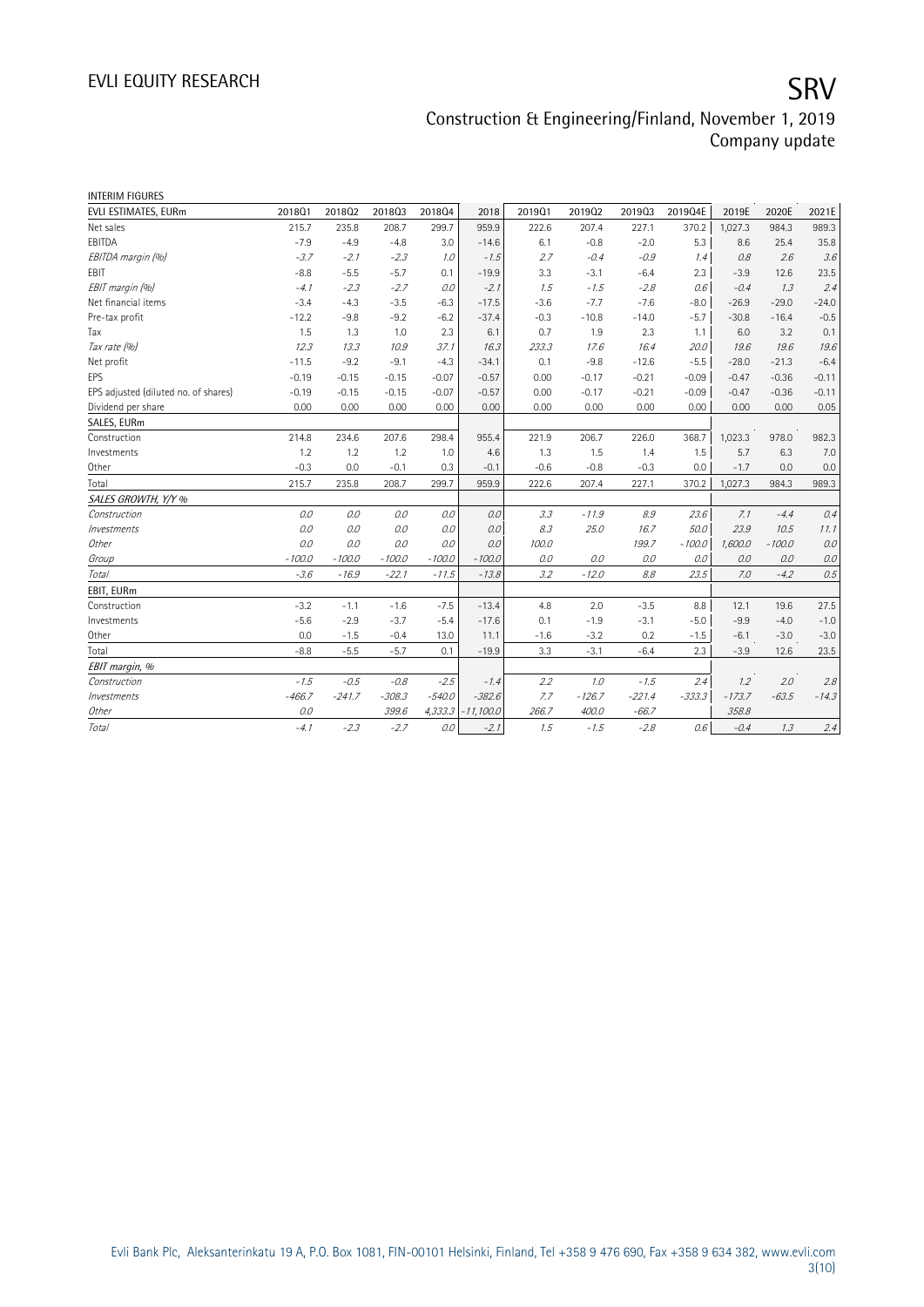INTERIM FIGURES

| EVLI ESTIMATES, EURm | 2018Q1 | 2018Q2 | 2018Q3 | 2018Q4 | 2018 | 2019Q1 | 2019Q2 | 2019Q3 | 2019Q4E | 2019E | 2020E | 2021E |
|---|---|---|---|---|---|---|---|---|---|---|---|---|
| Net sales | 215.7 | 235.8 | 208.7 | 299.7 | 959.9 | 222.6 | 207.4 | 227.1 | 370.2 | 1,027.3 | 984.3 | 989.3 |
| EBITDA | -7.9 | -4.9 | -4.8 | 3.0 | -14.6 | 6.1 | -0.8 | -2.0 | 5.3 | 8.6 | 25.4 | 35.8 |
| *EBITDA margin (%)* | *-3.7* | *-2.1* | *-2.3* | *1.0* | *-1.5* | *2.7* | *-0.4* | *-0.9* | *1.4* | *0.8* | *2.6* | *3.6* |
| EBIT | -8.8 | -5.5 | -5.7 | 0.1 | -19.9 | 3.3 | -3.1 | -6.4 | 2.3 | -3.9 | 12.6 | 23.5 |
| *EBIT margin (%)* | *-4.1* | *-2.3* | *-2.7* | *0.0* | *-2.1* | *1.5* | *-1.5* | *-2.8* | *0.6* | *-0.4* | *1.3* | *2.4* |
| Net financial items | -3.4 | -4.3 | -3.5 | -6.3 | -17.5 | -3.6 | -7.7 | -7.6 | -8.0 | -26.9 | -29.0 | -24.0 |
| Pre-tax profit | -12.2 | -9.8 | -9.2 | -6.2 | -37.4 | -0.3 | -10.8 | -14.0 | -5.7 | -30.8 | -16.4 | -0.5 |
| Tax | 1.5 | 1.3 | 1.0 | 2.3 | 6.1 | 0.7 | 1.9 | 2.3 | 1.1 | 6.0 | 3.2 | 0.1 |
| *Tax rate (%)* | *12.3* | *13.3* | *10.9* | *37.1* | *16.3* | *233.3* | *17.6* | *16.4* | *20.0* | *19.6* | *19.6* | *19.6* |
| Net profit | -11.5 | -9.2 | -9.1 | -4.3 | -34.1 | 0.1 | -9.8 | -12.6 | -5.5 | -28.0 | -21.3 | -6.4 |
| EPS | -0.19 | -0.15 | -0.15 | -0.07 | -0.57 | 0.00 | -0.17 | -0.21 | -0.09 | -0.47 | -0.36 | -0.11 |
| EPS adjusted (diluted no. of shares) | -0.19 | -0.15 | -0.15 | -0.07 | -0.57 | 0.00 | -0.17 | -0.21 | -0.09 | -0.47 | -0.36 | -0.11 |
| Dividend per share | 0.00 | 0.00 | 0.00 | 0.00 | 0.00 | 0.00 | 0.00 | 0.00 | 0.00 | 0.00 | 0.00 | 0.05 |
| **SALES, EURm** | | | | | | | | | | | | |
| Construction | 214.8 | 234.6 | 207.6 | 298.4 | 955.4 | 221.9 | 206.7 | 226.0 | 368.7 | 1,023.3 | 978.0 | 982.3 |
| Investments | 1.2 | 1.2 | 1.2 | 1.0 | 4.6 | 1.3 | 1.5 | 1.4 | 1.5 | 5.7 | 6.3 | 7.0 |
| Other | -0.3 | 0.0 | -0.1 | 0.3 | -0.1 | -0.6 | -0.8 | -0.3 | 0.0 | -1.7 | 0.0 | 0.0 |
| Total | 215.7 | 235.8 | 208.7 | 299.7 | 959.9 | 222.6 | 207.4 | 227.1 | 370.2 | 1,027.3 | 984.3 | 989.3 |
| ***SALES GROWTH, Y/Y %*** | | | | | | | | | | | | |
| *Construction* | *0.0* | *0.0* | *0.0* | *0.0* | *0.0* | *3.3* | *-11.9* | *8.9* | *23.6* | *7.1* | *-4.4* | *0.4* |
| *Investments* | *0.0* | *0.0* | *0.0* | *0.0* | *0.0* | *8.3* | *25.0* | *16.7* | *50.0* | *23.9* | *10.5* | *11.1* |
| *Other* | *0.0* | *0.0* | *0.0* | *0.0* | *0.0* | *100.0* | | *199.7* | *-100.0* | *1,600.0* | *-100.0* | *0.0* |
| *Group* | *-100.0* | *-100.0* | *-100.0* | *-100.0* | *-100.0* | *0.0* | *0.0* | *0.0* | *0.0* | *0.0* | *0.0* | *0.0* |
| *Total* | *-3.6* | *-16.9* | *-22.1* | *-11.5* | *-13.8* | *3.2* | *-12.0* | *8.8* | *23.5* | *7.0* | *-4.2* | *0.5* |
| **EBIT, EURm** | | | | | | | | | | | | |
| Construction | -3.2 | -1.1 | -1.6 | -7.5 | -13.4 | 4.8 | 2.0 | -3.5 | 8.8 | 12.1 | 19.6 | 27.5 |
| Investments | -5.6 | -2.9 | -3.7 | -5.4 | -17.6 | 0.1 | -1.9 | -3.1 | -5.0 | -9.9 | -4.0 | -1.0 |
| Other | 0.0 | -1.5 | -0.4 | 13.0 | 11.1 | -1.6 | -3.2 | 0.2 | -1.5 | -6.1 | -3.0 | -3.0 |
| Total | -8.8 | -5.5 | -5.7 | 0.1 | -19.9 | 3.3 | -3.1 | -6.4 | 2.3 | -3.9 | 12.6 | 23.5 |
| ***EBIT margin, %*** | | | | | | | | | | | | |
| *Construction* | *-1.5* | *-0.5* | *-0.8* | *-2.5* | *-1.4* | *2.2* | *1.0* | *-1.5* | *2.4* | *1.2* | *2.0* | *2.8* |
| *Investments* | *-466.7* | *-241.7* | *-308.3* | *-540.0* | *-382.6* | *7.7* | *-126.7* | *-221.4* | *-333.3* | *-173.7* | *-63.5* | *-14.3* |
| *Other* | *0.0* | | *399.6* | *4,333.3* | *-11,100.0* | *266.7* | *400.0* | *-66.7* | | *358.8* | | |
| *Total* | *-4.1* | *-2.3* | *-2.7* | *0.0* | *-2.1* | *1.5* | *-1.5* | *-2.8* | *0.6* | *-0.4* | *1.3* | *2.4* |

Evli Bank Plc, Aleksanterinkatu 19 A, P.O. Box 1081, FIN-00101 Helsinki, Finland, Tel +358 9 476 690, Fax +358 9 634 382, www.evli.com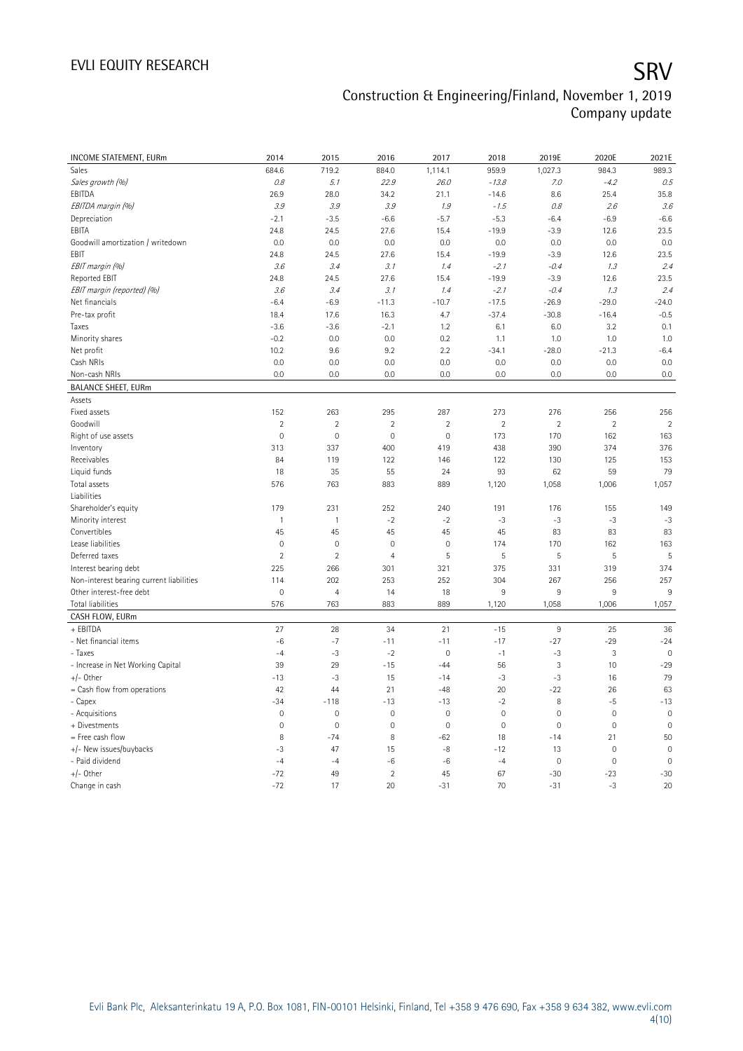| INCOME STATEMENT, EURm | 2014 | 2015 | 2016 | 2017 | 2018 | 2019E | 2020E | 2021E |
|---|---|---|---|---|---|---|---|---|
| Sales | 684.6 | 719.2 | 884.0 | 1,114.1 | 959.9 | 1,027.3 | 984.3 | 989.3 |
| *Sales growth (%)* | *0.8* | *5.1* | *22.9* | *26.0* | *-13.8* | *7.0* | *-4.2* | *0.5* |
| EBITDA | 26.9 | 28.0 | 34.2 | 21.1 | -14.6 | 8.6 | 25.4 | 35.8 |
| *EBITDA margin (%)* | *3.9* | *3.9* | *3.9* | *1.9* | *-1.5* | *0.8* | *2.6* | *3.6* |
| Depreciation | -2.1 | -3.5 | -6.6 | -5.7 | -5.3 | -6.4 | -6.9 | -6.6 |
| EBITA | 24.8 | 24.5 | 27.6 | 15.4 | -19.9 | -3.9 | 12.6 | 23.5 |
| Goodwill amortization / writedown | 0.0 | 0.0 | 0.0 | 0.0 | 0.0 | 0.0 | 0.0 | 0.0 |
| EBIT | 24.8 | 24.5 | 27.6 | 15.4 | -19.9 | -3.9 | 12.6 | 23.5 |
| *EBIT margin (%)* | *3.6* | *3.4* | *3.1* | *1.4* | *-2.1* | *-0.4* | *1.3* | *2.4* |
| Reported EBIT | 24.8 | 24.5 | 27.6 | 15.4 | -19.9 | -3.9 | 12.6 | 23.5 |
| *EBIT margin (reported) (%)* | *3.6* | *3.4* | *3.1* | *1.4* | *-2.1* | *-0.4* | *1.3* | *2.4* |
| Net financials | -6.4 | -6.9 | -11.3 | -10.7 | -17.5 | -26.9 | -29.0 | -24.0 |
| Pre-tax profit | 18.4 | 17.6 | 16.3 | 4.7 | -37.4 | -30.8 | -16.4 | -0.5 |
| Taxes | -3.6 | -3.6 | -2.1 | 1.2 | 6.1 | 6.0 | 3.2 | 0.1 |
| Minority shares | -0.2 | 0.0 | 0.0 | 0.2 | 1.1 | 1.0 | 1.0 | 1.0 |
| Net profit | 10.2 | 9.6 | 9.2 | 2.2 | -34.1 | -28.0 | -21.3 | -6.4 |
| Cash NRIs | 0.0 | 0.0 | 0.0 | 0.0 | 0.0 | 0.0 | 0.0 | 0.0 |
| Non-cash NRIs | 0.0 | 0.0 | 0.0 | 0.0 | 0.0 | 0.0 | 0.0 | 0.0 |
| **BALANCE SHEET, EURm** | | | | | | | | |
| Assets | | | | | | | | |
| Fixed assets | 152 | 263 | 295 | 287 | 273 | 276 | 256 | 256 |
| Goodwill | 2 | 2 | 2 | 2 | 2 | 2 | 2 | 2 |
| Right of use assets | 0 | 0 | 0 | 0 | 173 | 170 | 162 | 163 |
| Inventory | 313 | 337 | 400 | 419 | 438 | 390 | 374 | 376 |
| Receivables | 84 | 119 | 122 | 146 | 122 | 130 | 125 | 153 |
| Liquid funds | 18 | 35 | 55 | 24 | 93 | 62 | 59 | 79 |
| Total assets | 576 | 763 | 883 | 889 | 1,120 | 1,058 | 1,006 | 1,057 |
| Liabilities | | | | | | | | |
| Shareholder's equity | 179 | 231 | 252 | 240 | 191 | 176 | 155 | 149 |
| Minority interest | 1 | 1 | -2 | -2 | -3 | -3 | -3 | -3 |
| Convertibles | 45 | 45 | 45 | 45 | 45 | 83 | 83 | 83 |
| Lease liabilities | 0 | 0 | 0 | 0 | 174 | 170 | 162 | 163 |
| Deferred taxes | 2 | 2 | 4 | 5 | 5 | 5 | 5 | 5 |
| Interest bearing debt | 225 | 266 | 301 | 321 | 375 | 331 | 319 | 374 |
| Non-interest bearing current liabilities | 114 | 202 | 253 | 252 | 304 | 267 | 256 | 257 |
| Other interest-free debt | 0 | 4 | 14 | 18 | 9 | 9 | 9 | 9 |
| Total liabilities | 576 | 763 | 883 | 889 | 1,120 | 1,058 | 1,006 | 1,057 |
| **CASH FLOW, EURm** | | | | | | | | |
| + EBITDA | 27 | 28 | 34 | 21 | -15 | 9 | 25 | 36 |
| - Net financial items | -6 | -7 | -11 | -11 | -17 | -27 | -29 | -24 |
| - Taxes | -4 | -3 | -2 | 0 | -1 | -3 | 3 | 0 |
| - Increase in Net Working Capital | 39 | 29 | -15 | -44 | 56 | 3 | 10 | -29 |
| +/- Other | -13 | -3 | 15 | -14 | -3 | -3 | 16 | 79 |
| = Cash flow from operations | 42 | 44 | 21 | -48 | 20 | -22 | 26 | 63 |
| - Capex | -34 | -118 | -13 | -13 | -2 | 8 | -5 | -13 |
| - Acquisitions | 0 | 0 | 0 | 0 | 0 | 0 | 0 | 0 |
| + Divestments | 0 | 0 | 0 | 0 | 0 | 0 | 0 | 0 |
| = Free cash flow | 8 | -74 | 8 | -62 | 18 | -14 | 21 | 50 |
| +/- New issues/buybacks | -3 | 47 | 15 | -8 | -12 | 13 | 0 | 0 |
| - Paid dividend | -4 | -4 | -6 | -6 | -4 | 0 | 0 | 0 |
| +/- Other | -72 | 49 | 2 | 45 | 67 | -30 | -23 | -30 |
| Change in cash | -72 | 17 | 20 | -31 | 70 | -31 | -3 | 20 |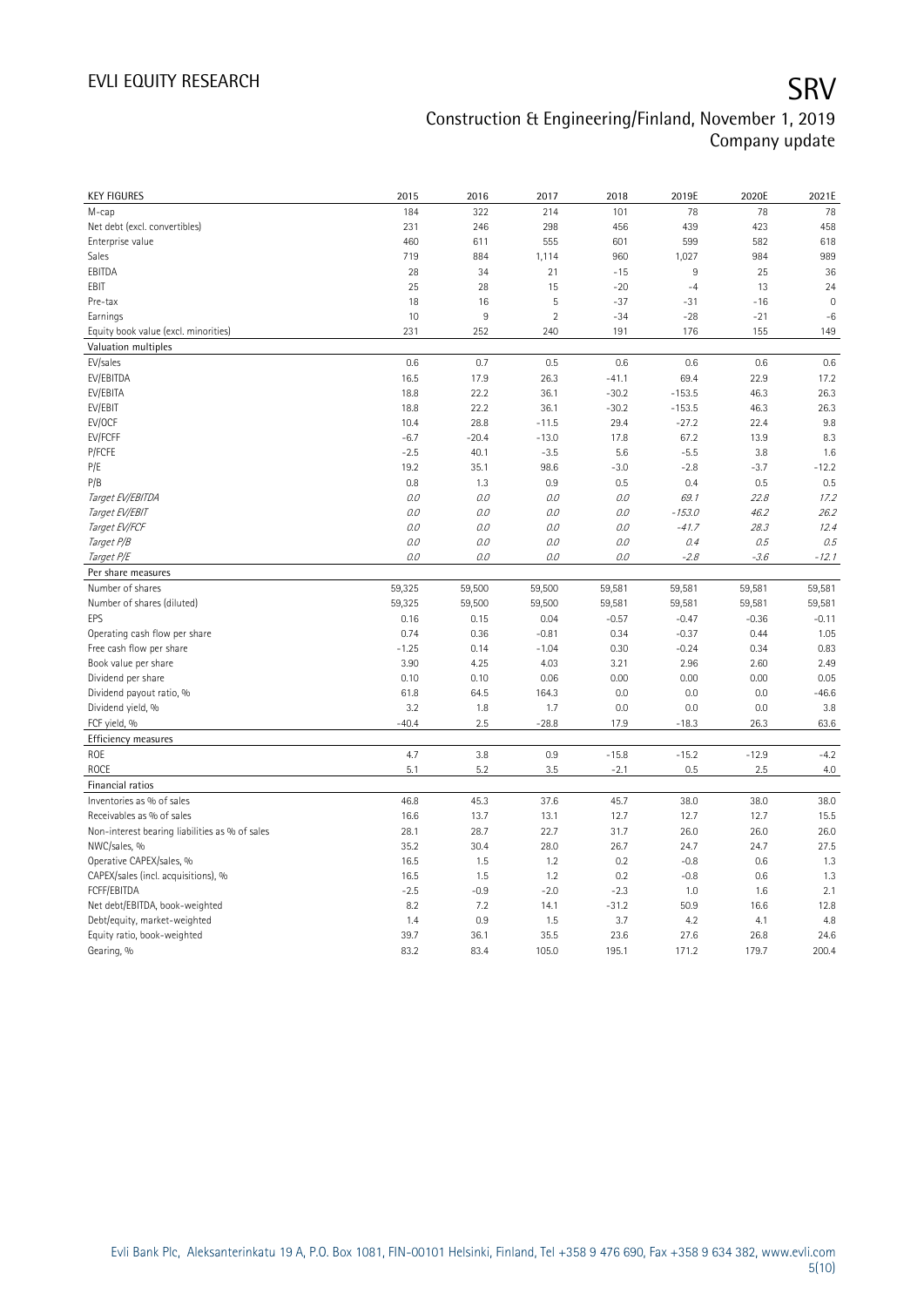| KEY FIGURES | 2015 | 2016 | 2017 | 2018 | 2019E | 2020E | 2021E |
|---|---|---|---|---|---|---|---|
| M-cap | 184 | 322 | 214 | 101 | 78 | 78 | 78 |
| Net debt (excl. convertibles) | 231 | 246 | 298 | 456 | 439 | 423 | 458 |
| Enterprise value | 460 | 611 | 555 | 601 | 599 | 582 | 618 |
| Sales | 719 | 884 | 1,114 | 960 | 1,027 | 984 | 989 |
| EBITDA | 28 | 34 | 21 | -15 | 9 | 25 | 36 |
| EBIT | 25 | 28 | 15 | -20 | -4 | 13 | 24 |
| Pre-tax | 18 | 16 | 5 | -37 | -31 | -16 | 0 |
| Earnings | 10 | 9 | 2 | -34 | -28 | -21 | -6 |
| Equity book value (excl. minorities) | 231 | 252 | 240 | 191 | 176 | 155 | 149 |
| **Valuation multiples** | | | | | | | |
| EV/sales | 0.6 | 0.7 | 0.5 | 0.6 | 0.6 | 0.6 | 0.6 |
| EV/EBITDA | 16.5 | 17.9 | 26.3 | -41.1 | 69.4 | 22.9 | 17.2 |
| EV/EBITA | 18.8 | 22.2 | 36.1 | -30.2 | -153.5 | 46.3 | 26.3 |
| EV/EBIT | 18.8 | 22.2 | 36.1 | -30.2 | -153.5 | 46.3 | 26.3 |
| EV/OCF | 10.4 | 28.8 | -11.5 | 29.4 | -27.2 | 22.4 | 9.8 |
| EV/FCFF | -6.7 | -20.4 | -13.0 | 17.8 | 67.2 | 13.9 | 8.3 |
| P/FCFE | -2.5 | 40.1 | -3.5 | 5.6 | -5.5 | 3.8 | 1.6 |
| P/E | 19.2 | 35.1 | 98.6 | -3.0 | -2.8 | -3.7 | -12.2 |
| P/B | 0.8 | 1.3 | 0.9 | 0.5 | 0.4 | 0.5 | 0.5 |
| *Target EV/EBITDA* | *0.0* | *0.0* | *0.0* | *0.0* | *69.1* | *22.8* | *17.2* |
| *Target EV/EBIT* | *0.0* | *0.0* | *0.0* | *0.0* | *-153.0* | *46.2* | *26.2* |
| *Target EV/FCF* | *0.0* | *0.0* | *0.0* | *0.0* | *-41.7* | *28.3* | *12.4* |
| *Target P/B* | *0.0* | *0.0* | *0.0* | *0.0* | *0.4* | *0.5* | *0.5* |
| *Target P/E* | *0.0* | *0.0* | *0.0* | *0.0* | *-2.8* | *-3.6* | *-12.1* |
| **Per share measures** | | | | | | | |
| Number of shares | 59,325 | 59,500 | 59,500 | 59,581 | 59,581 | 59,581 | 59,581 |
| Number of shares (diluted) | 59,325 | 59,500 | 59,500 | 59,581 | 59,581 | 59,581 | 59,581 |
| EPS | 0.16 | 0.15 | 0.04 | -0.57 | -0.47 | -0.36 | -0.11 |
| Operating cash flow per share | 0.74 | 0.36 | -0.81 | 0.34 | -0.37 | 0.44 | 1.05 |
| Free cash flow per share | -1.25 | 0.14 | -1.04 | 0.30 | -0.24 | 0.34 | 0.83 |
| Book value per share | 3.90 | 4.25 | 4.03 | 3.21 | 2.96 | 2.60 | 2.49 |
| Dividend per share | 0.10 | 0.10 | 0.06 | 0.00 | 0.00 | 0.00 | 0.05 |
| Dividend payout ratio, % | 61.8 | 64.5 | 164.3 | 0.0 | 0.0 | 0.0 | -46.6 |
| Dividend yield, % | 3.2 | 1.8 | 1.7 | 0.0 | 0.0 | 0.0 | 3.8 |
| FCF yield, % | -40.4 | 2.5 | -28.8 | 17.9 | -18.3 | 26.3 | 63.6 |
| **Efficiency measures** | | | | | | | |
| ROE | 4.7 | 3.8 | 0.9 | -15.8 | -15.2 | -12.9 | -4.2 |
| ROCE | 5.1 | 5.2 | 3.5 | -2.1 | 0.5 | 2.5 | 4.0 |
| **Financial ratios** | | | | | | | |
| Inventories as % of sales | 46.8 | 45.3 | 37.6 | 45.7 | 38.0 | 38.0 | 38.0 |
| Receivables as % of sales | 16.6 | 13.7 | 13.1 | 12.7 | 12.7 | 12.7 | 15.5 |
| Non-interest bearing liabilities as % of sales | 28.1 | 28.7 | 22.7 | 31.7 | 26.0 | 26.0 | 26.0 |
| NWC/sales, % | 35.2 | 30.4 | 28.0 | 26.7 | 24.7 | 24.7 | 27.5 |
| Operative CAPEX/sales, % | 16.5 | 1.5 | 1.2 | 0.2 | -0.8 | 0.6 | 1.3 |
| CAPEX/sales (incl. acquisitions), % | 16.5 | 1.5 | 1.2 | 0.2 | -0.8 | 0.6 | 1.3 |
| FCFF/EBITDA | -2.5 | -0.9 | -2.0 | -2.3 | 1.0 | 1.6 | 2.1 |
| Net debt/EBITDA, book-weighted | 8.2 | 7.2 | 14.1 | -31.2 | 50.9 | 16.6 | 12.8 |
| Debt/equity, market-weighted | 1.4 | 0.9 | 1.5 | 3.7 | 4.2 | 4.1 | 4.8 |
| Equity ratio, book-weighted | 39.7 | 36.1 | 35.5 | 23.6 | 27.6 | 26.8 | 24.6 |
| Gearing, % | 83.2 | 83.4 | 105.0 | 195.1 | 171.2 | 179.7 | 200.4 |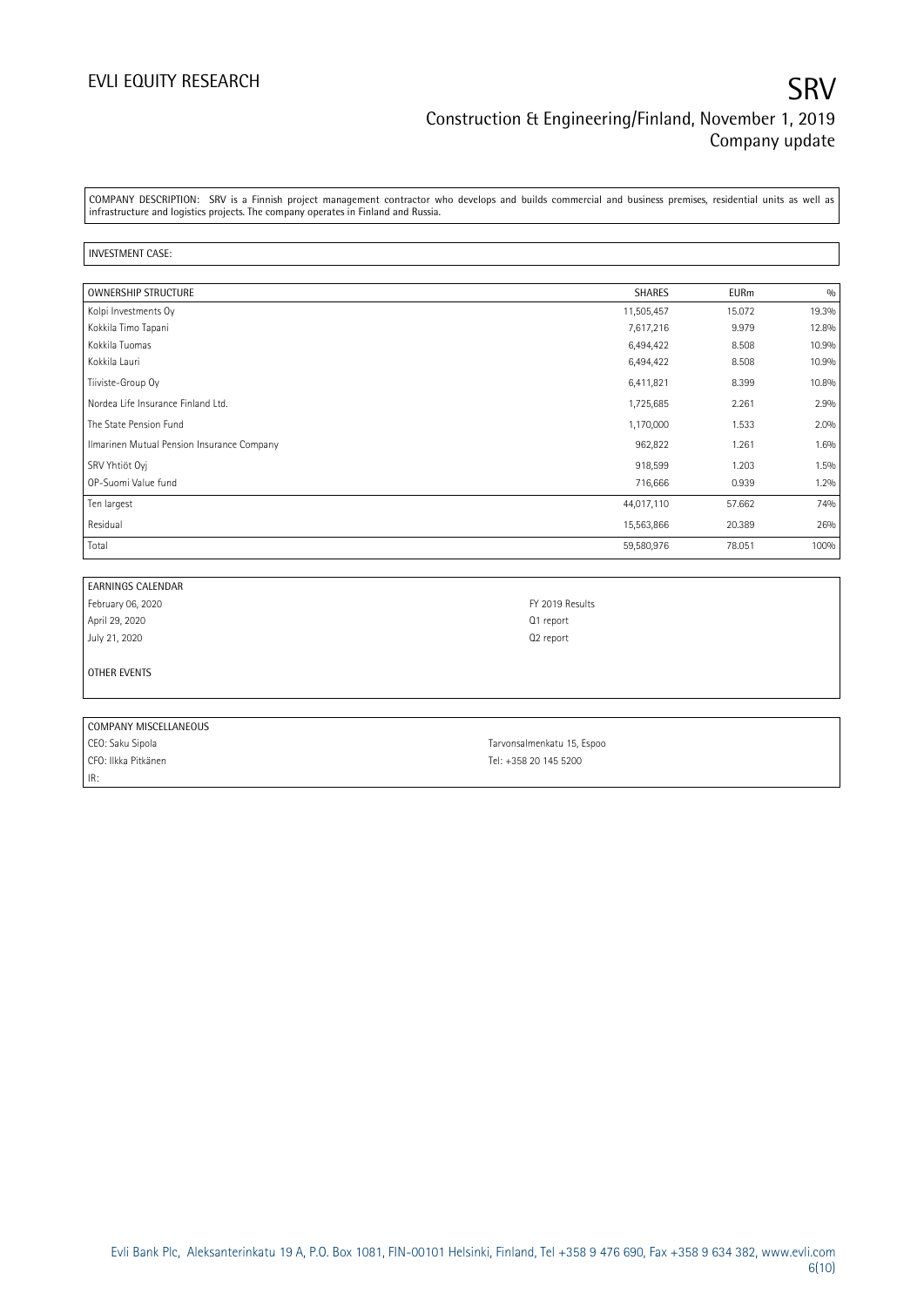COMPANY DESCRIPTION: SRV is a Finnish project management contractor who develops and builds commercial and business premises, residential units as well as infrastructure and logistics projects. The company operates in Finland and Russia.

INVESTMENT CASE:

| OWNERSHIP STRUCTURE | SHARES | EURm | % |
|---|---|---|---|
| Kolpi Investments Oy | 11,505,457 | 15.072 | 19.3% |
| Kokkila Timo Tapani | 7,617,216 | 9.979 | 12.8% |
| Kokkila Tuomas | 6,494,422 | 8.508 | 10.9% |
| Kokkila Lauri | 6,494,422 | 8.508 | 10.9% |
| Tiiviste-Group Oy | 6,411,821 | 8.399 | 10.8% |
| Nordea Life Insurance Finland Ltd. | 1,725,685 | 2.261 | 2.9% |
| The State Pension Fund | 1,170,000 | 1.533 | 2.0% |
| Ilmarinen Mutual Pension Insurance Company | 962,822 | 1.261 | 1.6% |
| SRV Yhtiöt Oyj | 918,599 | 1.203 | 1.5% |
| OP-Suomi Value fund | 716,666 | 0.939 | 1.2% |
| Ten largest | 44,017,110 | 57.662 | 74% |
| Residual | 15,563,866 | 20.389 | 26% |
| Total | 59,580,976 | 78.051 | 100% |

| EARNINGS CALENDAR | |
|---|---|
| February 06, 2020 | FY 2019 Results |
| April 29, 2020 | Q1 report |
| July 21, 2020 | Q2 report |

OTHER EVENTS

| COMPANY MISCELLANEOUS | |
|---|---|
| CEO: Saku Sipola | Tarvonsalmenkatu 15, Espoo |
| CFO: Ilkka Pitkänen | Tel: +358 20 145 5200 |
| IR: | |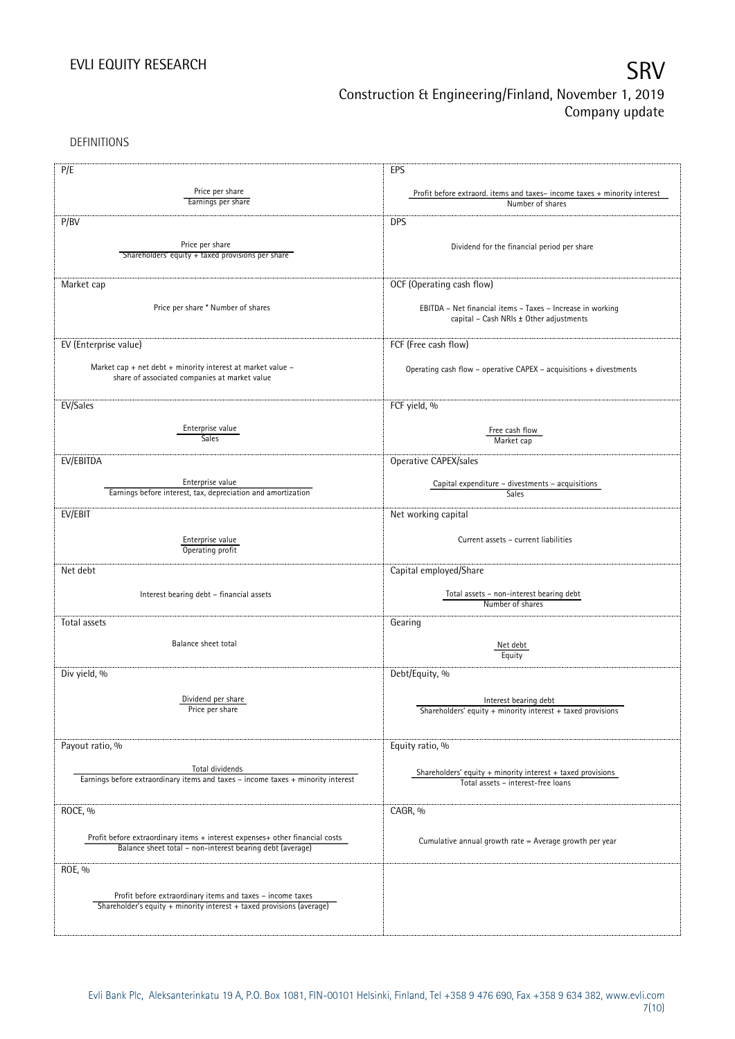DEFINITIONS

| | |
|---|---|
| **P/E**<br><br>$\frac{\text{Price per share}}{\text{Earnings per share}}$ | **EPS**<br><br>$\frac{\text{Profit before extraord. items and taxes– income taxes + minority interest}}{\text{Number of shares}}$ |
| **P/BV**<br><br>$\frac{\text{Price per share}}{\text{Shareholders' equity + taxed provisions per share}}$ | **DPS**<br><br>Dividend for the financial period per share |
| **Market cap**<br><br>Price per share * Number of shares | **OCF (Operating cash flow)**<br><br>EBITDA – Net financial items – Taxes – Increase in working capital – Cash NRIs ± Other adjustments |
| **EV (Enterprise value)**<br><br>Market cap + net debt + minority interest at market value – share of associated companies at market value | **FCF (Free cash flow)**<br><br>Operating cash flow – operative CAPEX – acquisitions + divestments |
| **EV/Sales**<br><br>$\frac{\text{Enterprise value}}{\text{Sales}}$ | **FCF yield, %**<br><br>$\frac{\text{Free cash flow}}{\text{Market cap}}$ |
| **EV/EBITDA**<br><br>$\frac{\text{Enterprise value}}{\text{Earnings before interest, tax, depreciation and amortization}}$ | **Operative CAPEX/sales**<br><br>$\frac{\text{Capital expenditure – divestments – acquisitions}}{\text{Sales}}$ |
| **EV/EBIT**<br><br>$\frac{\text{Enterprise value}}{\text{Operating profit}}$ | **Net working capital**<br><br>Current assets – current liabilities |
| **Net debt**<br><br>Interest bearing debt – financial assets | **Capital employed/Share**<br><br>$\frac{\text{Total assets – non-interest bearing debt}}{\text{Number of shares}}$ |
| **Total assets**<br><br>Balance sheet total | **Gearing**<br><br>$\frac{\text{Net debt}}{\text{Equity}}$ |
| **Div yield, %**<br><br>$\frac{\text{Dividend per share}}{\text{Price per share}}$ | **Debt/Equity, %**<br><br>$\frac{\text{Interest bearing debt}}{\text{Shareholders' equity + minority interest + taxed provisions}}$ |
| **Payout ratio, %**<br><br>$\frac{\text{Total dividends}}{\text{Earnings before extraordinary items and taxes – income taxes + minority interest}}$ | **Equity ratio, %**<br><br>$\frac{\text{Shareholders' equity + minority interest + taxed provisions}}{\text{Total assets – interest-free loans}}$ |
| **ROCE, %**<br><br>$\frac{\text{Profit before extraordinary items + interest expenses+ other financial costs}}{\text{Balance sheet total – non-interest bearing debt (average)}}$ | **CAGR, %**<br><br>Cumulative annual growth rate = Average growth per year |
| **ROE, %**<br><br>$\frac{\text{Profit before extraordinary items and taxes – income taxes}}{\text{Shareholder's equity + minority interest + taxed provisions (average)}}$ | |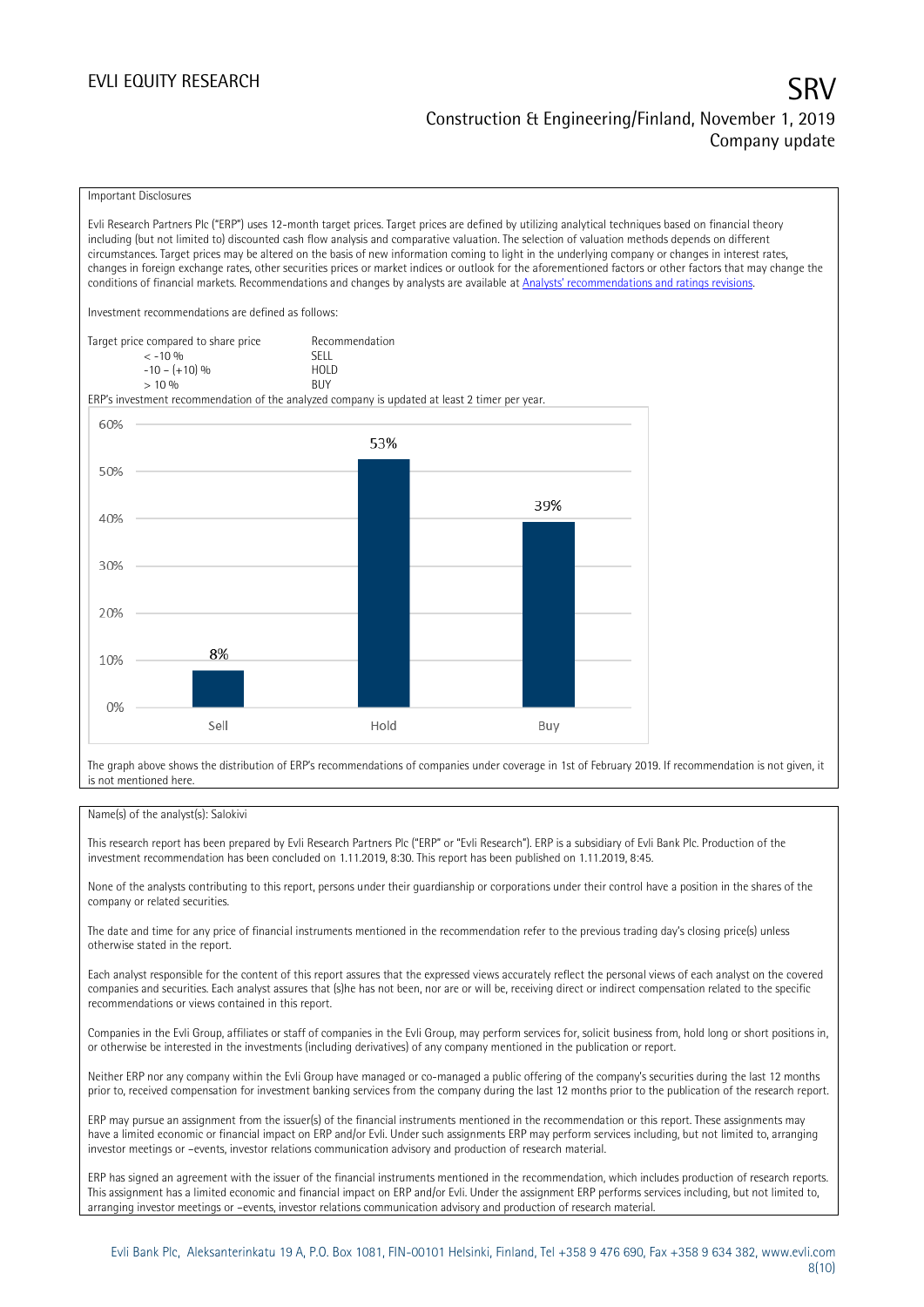Important Disclosures

Evli Research Partners Plc ("ERP") uses 12-month target prices. Target prices are defined by utilizing analytical techniques based on financial theory including (but not limited to) discounted cash flow analysis and comparative valuation. The selection of valuation methods depends on different circumstances. Target prices may be altered on the basis of new information coming to light in the underlying company or changes in interest rates, changes in foreign exchange rates, other securities prices or market indices or outlook for the aforementioned factors or other factors that may change the conditions of financial markets. Recommendations and changes by analysts are available at [Analysts' recommendations and ratings revisions](#).

Investment recommendations are defined as follows:

| Target price compared to share price | Recommendation |
|---|---|
| < -10 % | SELL |
| -10 – (+10) % | HOLD |
| > 10 % | BUY |

ERP's investment recommendation of the analyzed company is updated at least 2 timer per year.

| Recommendation | Share |
|---|---|
| Sell | 8% |
| Hold | 53% |
| Buy | 39% |

The graph above shows the distribution of ERP's recommendations of companies under coverage in 1st of February 2019. If recommendation is not given, it is not mentioned here.

Name(s) of the analyst(s): Salokivi

This research report has been prepared by Evli Research Partners Plc ("ERP" or "Evli Research"). ERP is a subsidiary of Evli Bank Plc. Production of the investment recommendation has been concluded on 1.11.2019, 8:30. This report has been published on 1.11.2019, 8:45.

None of the analysts contributing to this report, persons under their guardianship or corporations under their control have a position in the shares of the company or related securities.

The date and time for any price of financial instruments mentioned in the recommendation refer to the previous trading day's closing price(s) unless otherwise stated in the report.

Each analyst responsible for the content of this report assures that the expressed views accurately reflect the personal views of each analyst on the covered companies and securities. Each analyst assures that (s)he has not been, nor are or will be, receiving direct or indirect compensation related to the specific recommendations or views contained in this report.

Companies in the Evli Group, affiliates or staff of companies in the Evli Group, may perform services for, solicit business from, hold long or short positions in, or otherwise be interested in the investments (including derivatives) of any company mentioned in the publication or report.

Neither ERP nor any company within the Evli Group have managed or co-managed a public offering of the company's securities during the last 12 months prior to, received compensation for investment banking services from the company during the last 12 months prior to the publication of the research report.

ERP may pursue an assignment from the issuer(s) of the financial instruments mentioned in the recommendation or this report. These assignments may have a limited economic or financial impact on ERP and/or Evli. Under such assignments ERP may perform services including, but not limited to, arranging investor meetings or –events, investor relations communication advisory and production of research material.

ERP has signed an agreement with the issuer of the financial instruments mentioned in the recommendation, which includes production of research reports. This assignment has a limited economic and financial impact on ERP and/or Evli. Under the assignment ERP performs services including, but not limited to, arranging investor meetings or –events, investor relations communication advisory and production of research material.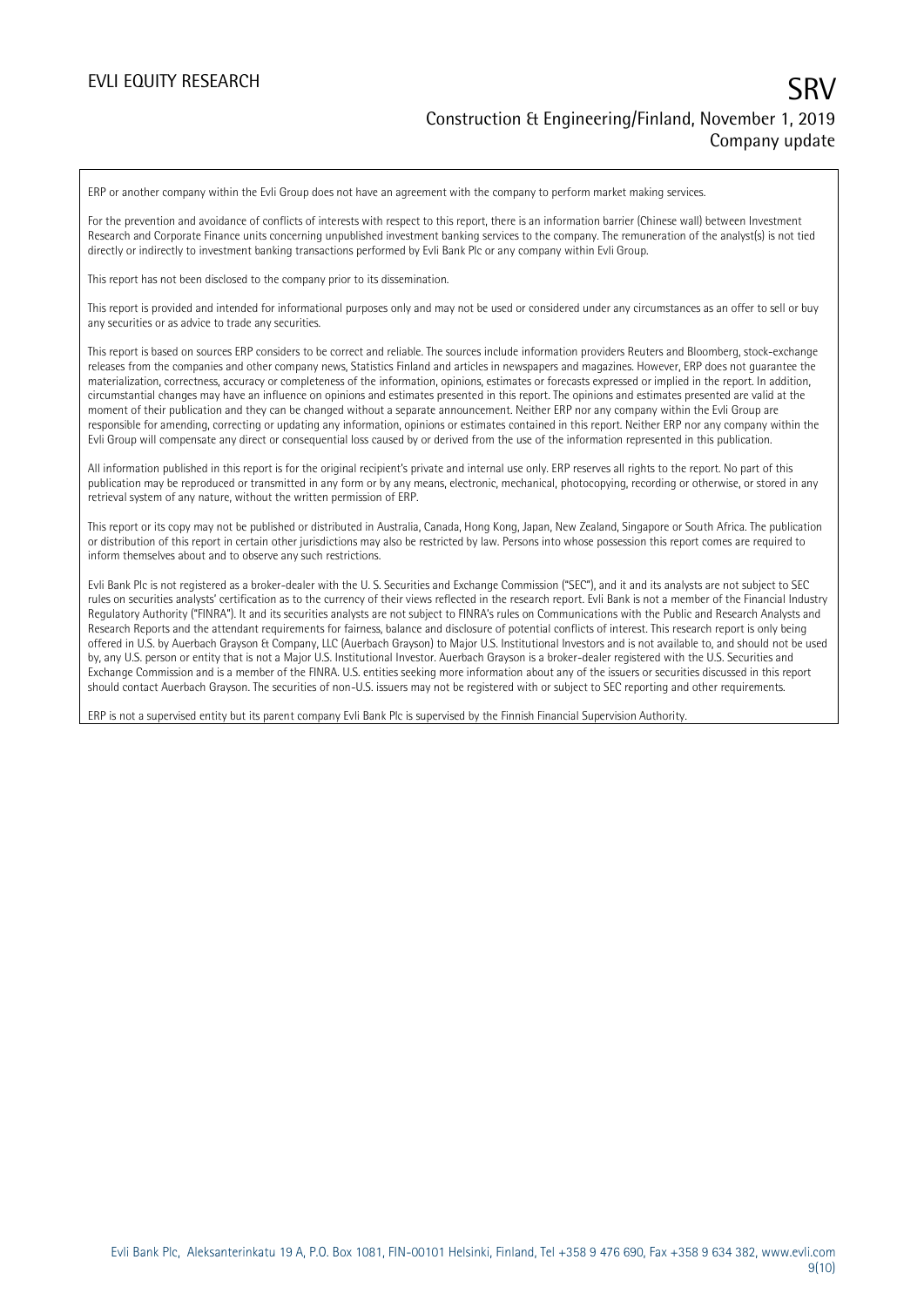ERP or another company within the Evli Group does not have an agreement with the company to perform market making services.

For the prevention and avoidance of conflicts of interests with respect to this report, there is an information barrier (Chinese wall) between Investment Research and Corporate Finance units concerning unpublished investment banking services to the company. The remuneration of the analyst(s) is not tied directly or indirectly to investment banking transactions performed by Evli Bank Plc or any company within Evli Group.

This report has not been disclosed to the company prior to its dissemination.

This report is provided and intended for informational purposes only and may not be used or considered under any circumstances as an offer to sell or buy any securities or as advice to trade any securities.

This report is based on sources ERP considers to be correct and reliable. The sources include information providers Reuters and Bloomberg, stock-exchange releases from the companies and other company news, Statistics Finland and articles in newspapers and magazines. However, ERP does not guarantee the materialization, correctness, accuracy or completeness of the information, opinions, estimates or forecasts expressed or implied in the report. In addition, circumstantial changes may have an influence on opinions and estimates presented in this report. The opinions and estimates presented are valid at the moment of their publication and they can be changed without a separate announcement. Neither ERP nor any company within the Evli Group are responsible for amending, correcting or updating any information, opinions or estimates contained in this report. Neither ERP nor any company within the Evli Group will compensate any direct or consequential loss caused by or derived from the use of the information represented in this publication.

All information published in this report is for the original recipient's private and internal use only. ERP reserves all rights to the report. No part of this publication may be reproduced or transmitted in any form or by any means, electronic, mechanical, photocopying, recording or otherwise, or stored in any retrieval system of any nature, without the written permission of ERP.

This report or its copy may not be published or distributed in Australia, Canada, Hong Kong, Japan, New Zealand, Singapore or South Africa. The publication or distribution of this report in certain other jurisdictions may also be restricted by law. Persons into whose possession this report comes are required to inform themselves about and to observe any such restrictions.

Evli Bank Plc is not registered as a broker-dealer with the U. S. Securities and Exchange Commission ("SEC"), and it and its analysts are not subject to SEC rules on securities analysts' certification as to the currency of their views reflected in the research report. Evli Bank is not a member of the Financial Industry Regulatory Authority ("FINRA"). It and its securities analysts are not subject to FINRA's rules on Communications with the Public and Research Analysts and Research Reports and the attendant requirements for fairness, balance and disclosure of potential conflicts of interest. This research report is only being offered in U.S. by Auerbach Grayson & Company, LLC (Auerbach Grayson) to Major U.S. Institutional Investors and is not available to, and should not be used by, any U.S. person or entity that is not a Major U.S. Institutional Investor. Auerbach Grayson is a broker-dealer registered with the U.S. Securities and Exchange Commission and is a member of the FINRA. U.S. entities seeking more information about any of the issuers or securities discussed in this report should contact Auerbach Grayson. The securities of non-U.S. issuers may not be registered with or subject to SEC reporting and other requirements.

ERP is not a supervised entity but its parent company Evli Bank Plc is supervised by the Finnish Financial Supervision Authority.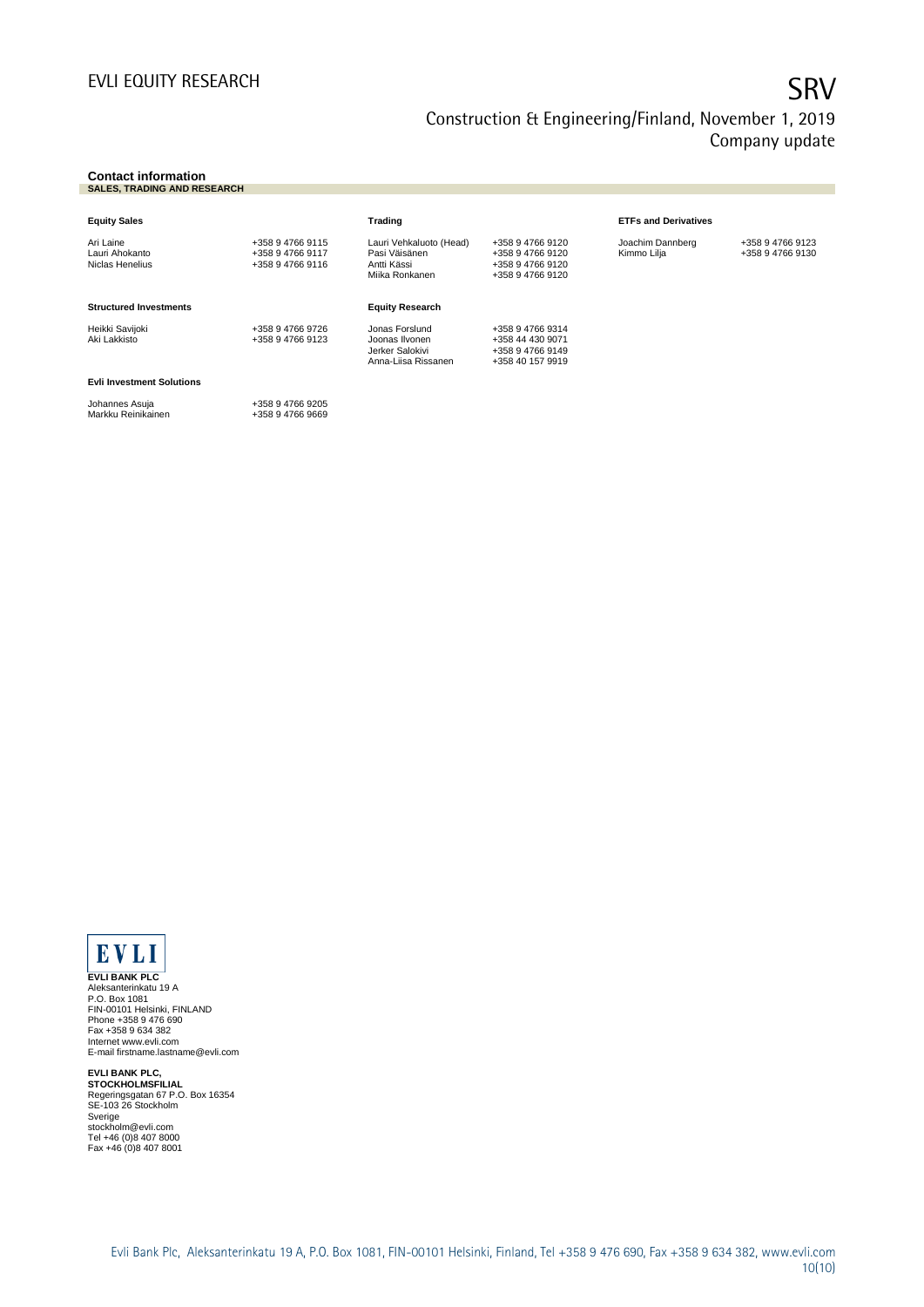## Contact information

**SALES, TRADING AND RESEARCH**

| | | | | | |
|---|---|---|---|---|---|
| **Equity Sales** | | **Trading** | | **ETFs and Derivatives** | |
| Ari Laine | +358 9 4766 9115 | Lauri Vehkaluoto (Head) | +358 9 4766 9120 | Joachim Dannberg | +358 9 4766 9123 |
| Lauri Ahokanto | +358 9 4766 9117 | Pasi Väisänen | +358 9 4766 9120 | Kimmo Lilja | +358 9 4766 9130 |
| Niclas Henelius | +358 9 4766 9116 | Antti Kässi | +358 9 4766 9120 | | |
| | | Miika Ronkanen | +358 9 4766 9120 | | |
| **Structured Investments** | | **Equity Research** | | | |
| Heikki Savijoki | +358 9 4766 9726 | Jonas Forslund | +358 9 4766 9314 | | |
| Aki Lakkisto | +358 9 4766 9123 | Joonas Ilvonen | +358 44 430 9071 | | |
| | | Jerker Salokivi | +358 9 4766 9149 | | |
| | | Anna-Liisa Rissanen | +358 40 157 9919 | | |
| **Evli Investment Solutions** | | | | | |
| Johannes Asuja | +358 9 4766 9205 | | | | |
| Markku Reinikainen | +358 9 4766 9669 | | | | |

**EVLI BANK PLC**
Aleksanterinkatu 19 A
P.O. Box 1081
FIN-00101 Helsinki, FINLAND
Phone +358 9 476 690
Fax +358 9 634 382
Internet www.evli.com
E-mail firstname.lastname@evli.com

**EVLI BANK PLC, STOCKHOLMSFILIAL**
Regeringsgatan 67 P.O. Box 16354
SE-103 26 Stockholm
Sverige
stockholm@evli.com
Tel +46 (0)8 407 8000
Fax +46 (0)8 407 8001